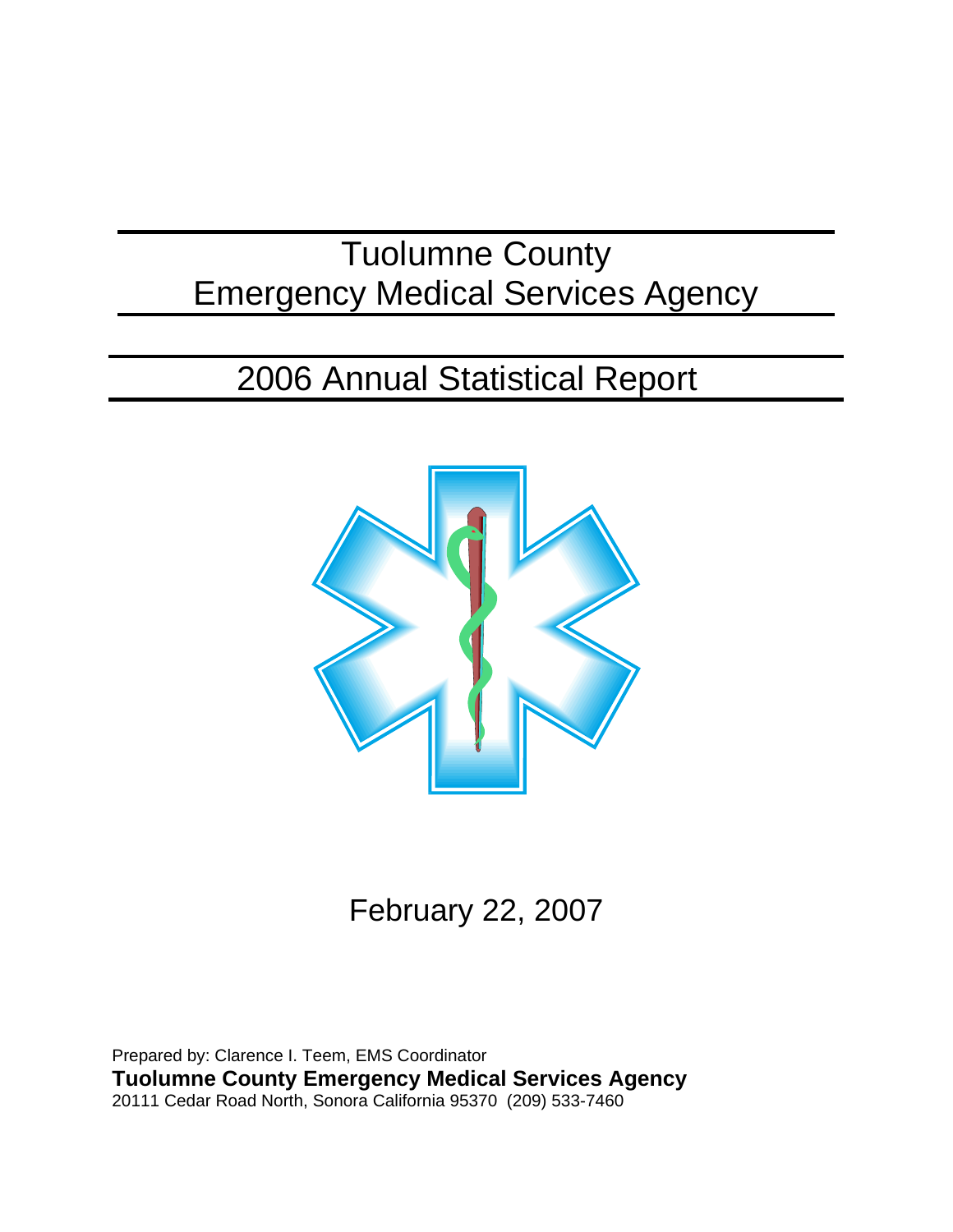# Tuolumne County
# Emergency Medical Services Agency

## 2006 Annual Statistical Report

February 22, 2007

Prepared by: Clarence I. Teem, EMS Coordinator
**Tuolumne County Emergency Medical Services Agency**
20111 Cedar Road North, Sonora California 95370 (209) 533-7460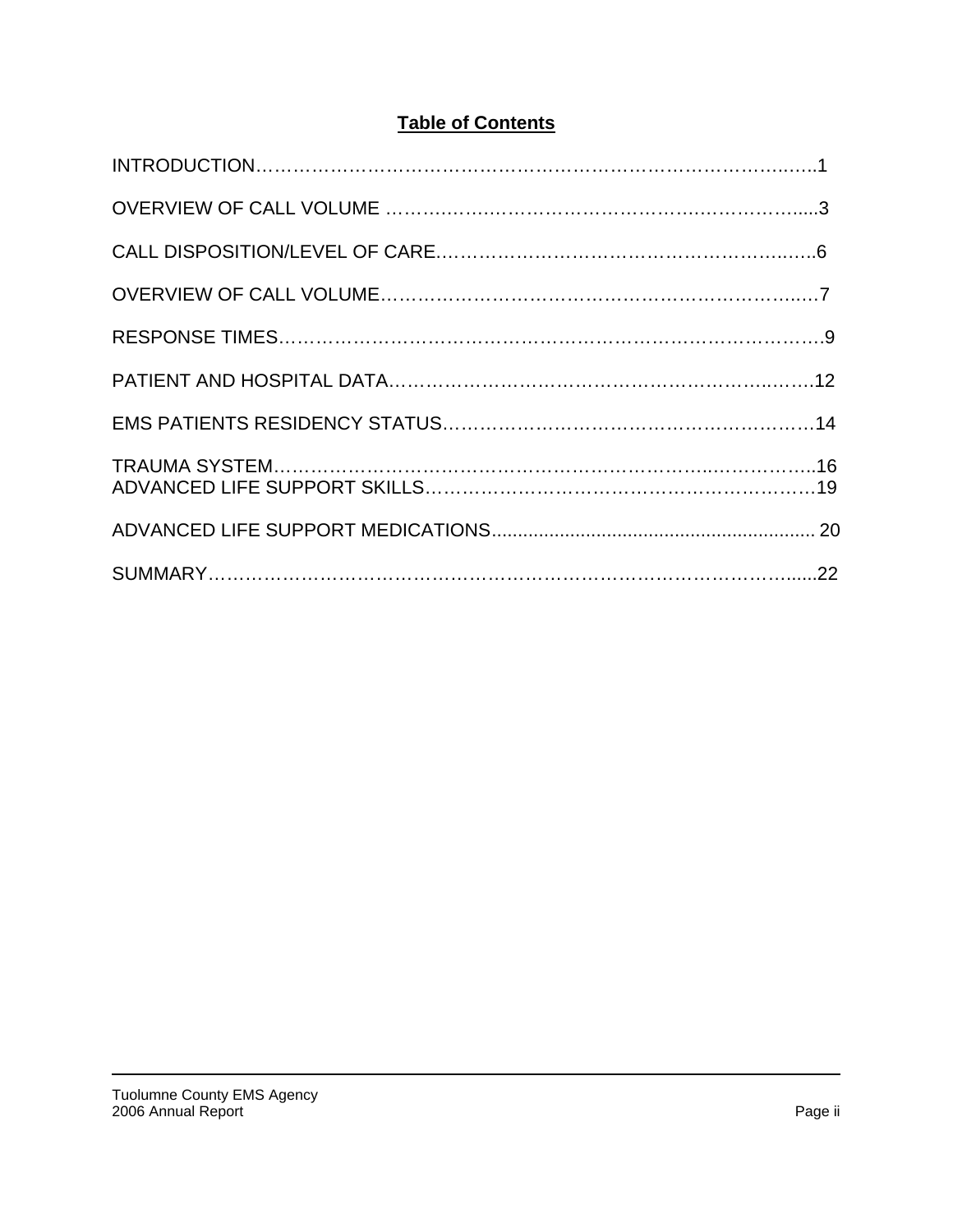## Table of Contents

INTRODUCTION……………………………………………………………………………….…..1

OVERVIEW OF CALL VOLUME ……….…….…………………………….…….…………….....3

CALL DISPOSITION/LEVEL OF CARE.…………………………………………………….…..6

OVERVIEW OF CALL VOLUME……….……….…………….………….……….………..…7

RESPONSE TIMES………………………………………………………………………………….9

PATIENT AND HOSPITAL DATA.………………………………………………………..……12

EMS PATIENTS RESIDENCY STATUS……………………………………………………14

TRAUMA SYSTEM…………………………………………………………………..……………..16
ADVANCED LIFE SUPPORT SKILLS……………………………………………………………19

ADVANCED LIFE SUPPORT MEDICATIONS............................................................. 20

SUMMARY……………………………………………………………………………………......22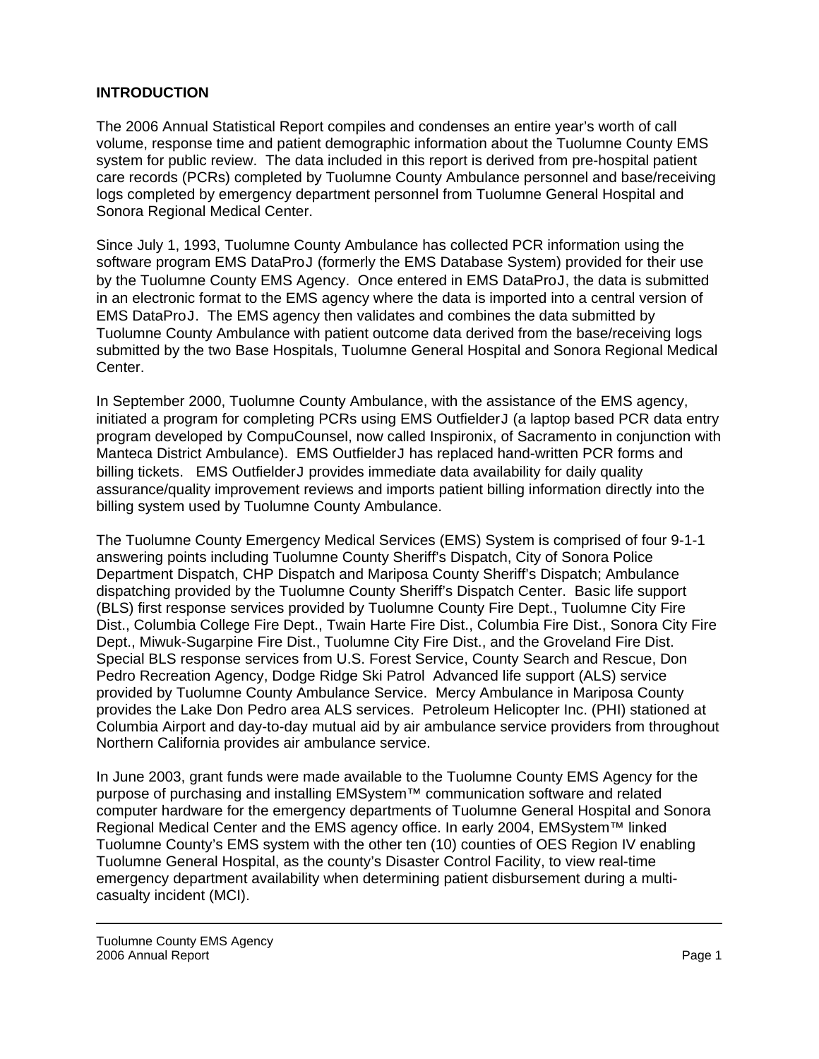**INTRODUCTION**

The 2006 Annual Statistical Report compiles and condenses an entire year's worth of call volume, response time and patient demographic information about the Tuolumne County EMS system for public review. The data included in this report is derived from pre-hospital patient care records (PCRs) completed by Tuolumne County Ambulance personnel and base/receiving logs completed by emergency department personnel from Tuolumne General Hospital and Sonora Regional Medical Center.

Since July 1, 1993, Tuolumne County Ambulance has collected PCR information using the software program EMS DataProJ (formerly the EMS Database System) provided for their use by the Tuolumne County EMS Agency. Once entered in EMS DataProJ, the data is submitted in an electronic format to the EMS agency where the data is imported into a central version of EMS DataProJ. The EMS agency then validates and combines the data submitted by Tuolumne County Ambulance with patient outcome data derived from the base/receiving logs submitted by the two Base Hospitals, Tuolumne General Hospital and Sonora Regional Medical Center.

In September 2000, Tuolumne County Ambulance, with the assistance of the EMS agency, initiated a program for completing PCRs using EMS OutfielderJ (a laptop based PCR data entry program developed by CompuCounsel, now called Inspironix, of Sacramento in conjunction with Manteca District Ambulance). EMS OutfielderJ has replaced hand-written PCR forms and billing tickets. EMS OutfielderJ provides immediate data availability for daily quality assurance/quality improvement reviews and imports patient billing information directly into the billing system used by Tuolumne County Ambulance.

The Tuolumne County Emergency Medical Services (EMS) System is comprised of four 9-1-1 answering points including Tuolumne County Sheriff's Dispatch, City of Sonora Police Department Dispatch, CHP Dispatch and Mariposa County Sheriff's Dispatch; Ambulance dispatching provided by the Tuolumne County Sheriff's Dispatch Center. Basic life support (BLS) first response services provided by Tuolumne County Fire Dept., Tuolumne City Fire Dist., Columbia College Fire Dept., Twain Harte Fire Dist., Columbia Fire Dist., Sonora City Fire Dept., Miwuk-Sugarpine Fire Dist., Tuolumne City Fire Dist., and the Groveland Fire Dist. Special BLS response services from U.S. Forest Service, County Search and Rescue, Don Pedro Recreation Agency, Dodge Ridge Ski Patrol Advanced life support (ALS) service provided by Tuolumne County Ambulance Service. Mercy Ambulance in Mariposa County provides the Lake Don Pedro area ALS services. Petroleum Helicopter Inc. (PHI) stationed at Columbia Airport and day-to-day mutual aid by air ambulance service providers from throughout Northern California provides air ambulance service.

In June 2003, grant funds were made available to the Tuolumne County EMS Agency for the purpose of purchasing and installing EMSystem™ communication software and related computer hardware for the emergency departments of Tuolumne General Hospital and Sonora Regional Medical Center and the EMS agency office. In early 2004, EMSystem™ linked Tuolumne County's EMS system with the other ten (10) counties of OES Region IV enabling Tuolumne General Hospital, as the county's Disaster Control Facility, to view real-time emergency department availability when determining patient disbursement during a multi-casualty incident (MCI).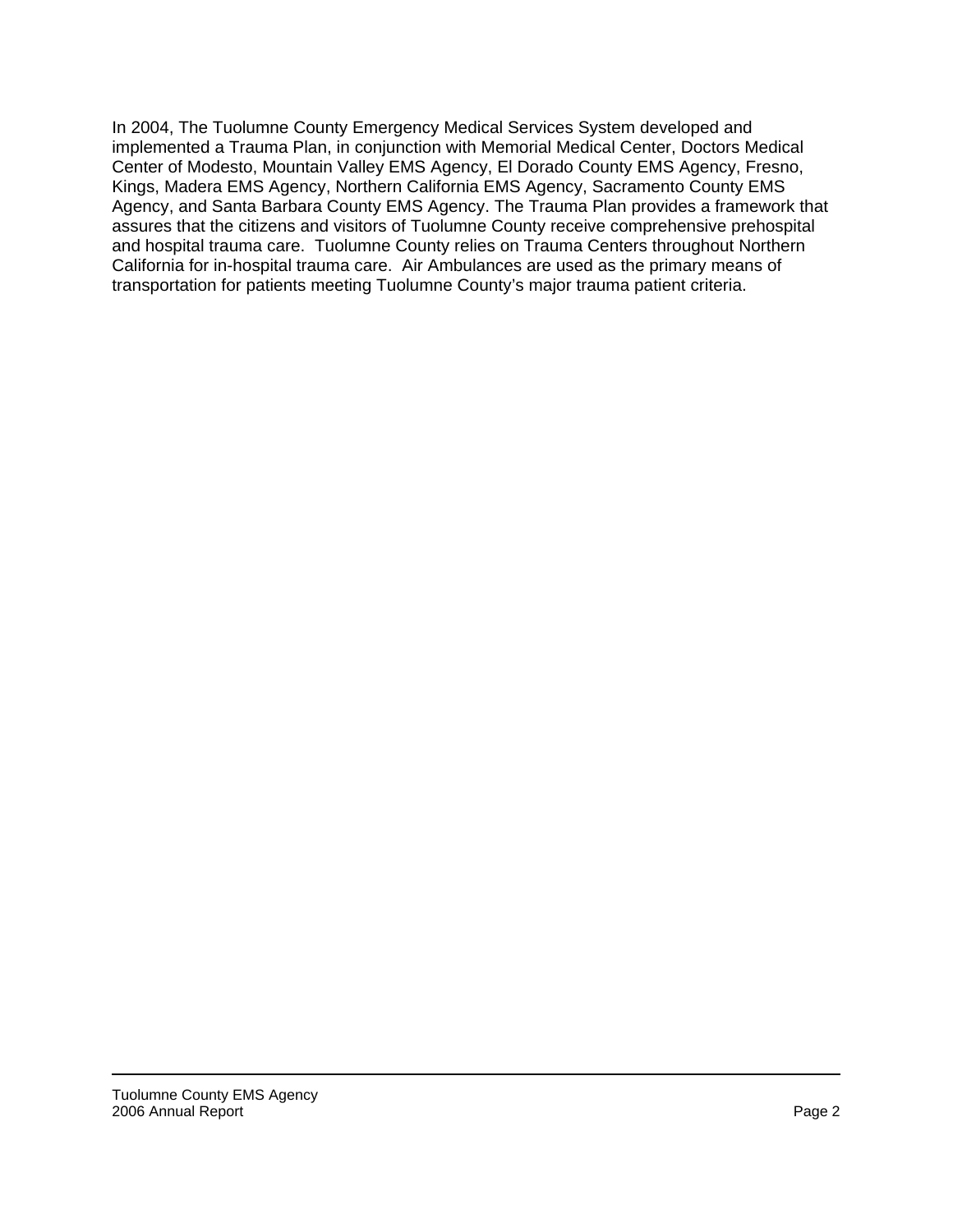In 2004, The Tuolumne County Emergency Medical Services System developed and implemented a Trauma Plan, in conjunction with Memorial Medical Center, Doctors Medical Center of Modesto, Mountain Valley EMS Agency, El Dorado County EMS Agency, Fresno, Kings, Madera EMS Agency, Northern California EMS Agency, Sacramento County EMS Agency, and Santa Barbara County EMS Agency. The Trauma Plan provides a framework that assures that the citizens and visitors of Tuolumne County receive comprehensive prehospital and hospital trauma care. Tuolumne County relies on Trauma Centers throughout Northern California for in-hospital trauma care. Air Ambulances are used as the primary means of transportation for patients meeting Tuolumne County's major trauma patient criteria.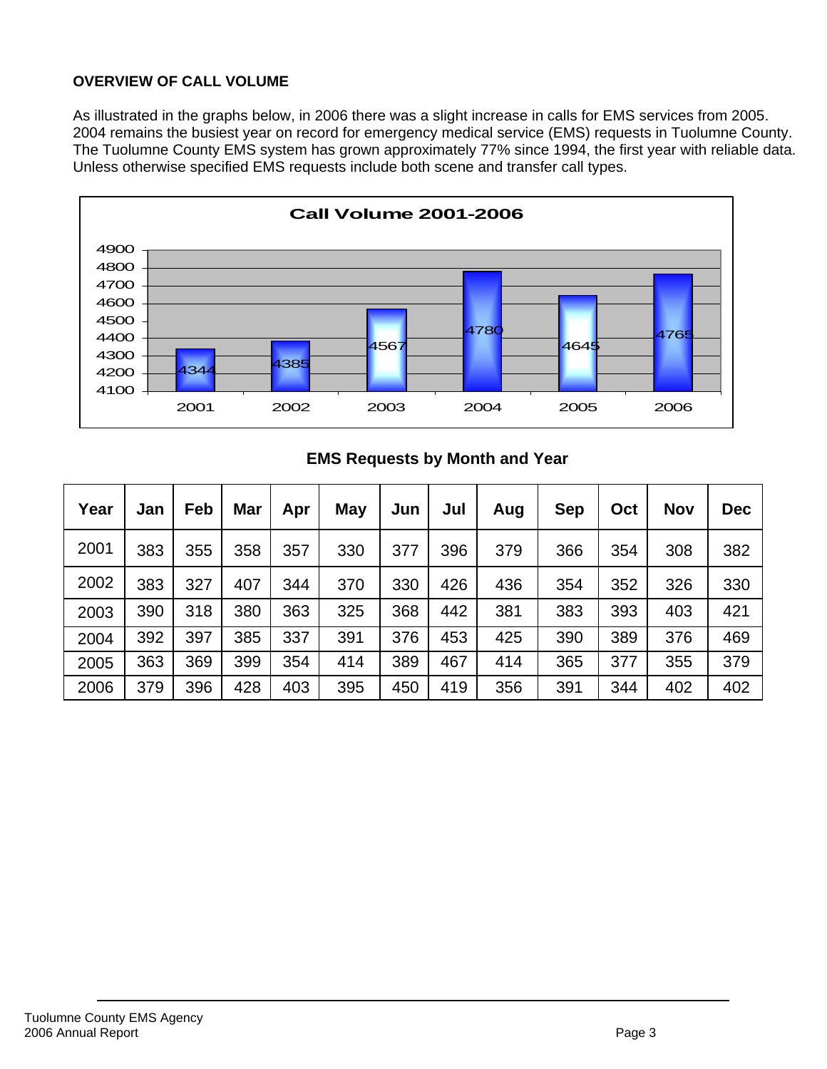## OVERVIEW OF CALL VOLUME

As illustrated in the graphs below, in 2006 there was a slight increase in calls for EMS services from 2005. 2004 remains the busiest year on record for emergency medical service (EMS) requests in Tuolumne County. The Tuolumne County EMS system has grown approximately 77% since 1994, the first year with reliable data. Unless otherwise specified EMS requests include both scene and transfer call types.

**Call Volume 2001-2006**

| Year | Calls |
|---|---|
| 2001 | 4344 |
| 2002 | 4385 |
| 2003 | 4567 |
| 2004 | 4780 |
| 2005 | 4645 |
| 2006 | 4765 |

### EMS Requests by Month and Year

| Year | Jan | Feb | Mar | Apr | May | Jun | Jul | Aug | Sep | Oct | Nov | Dec |
|---|---|---|---|---|---|---|---|---|---|---|---|---|
| 2001 | 383 | 355 | 358 | 357 | 330 | 377 | 396 | 379 | 366 | 354 | 308 | 382 |
| 2002 | 383 | 327 | 407 | 344 | 370 | 330 | 426 | 436 | 354 | 352 | 326 | 330 |
| 2003 | 390 | 318 | 380 | 363 | 325 | 368 | 442 | 381 | 383 | 393 | 403 | 421 |
| 2004 | 392 | 397 | 385 | 337 | 391 | 376 | 453 | 425 | 390 | 389 | 376 | 469 |
| 2005 | 363 | 369 | 399 | 354 | 414 | 389 | 467 | 414 | 365 | 377 | 355 | 379 |
| 2006 | 379 | 396 | 428 | 403 | 395 | 450 | 419 | 356 | 391 | 344 | 402 | 402 |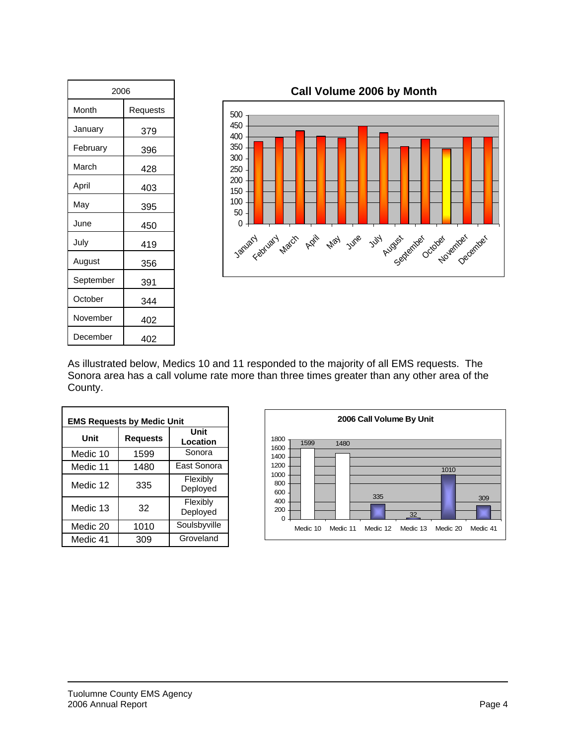| 2006 | |
|---|---|
| Month | Requests |
| January | 379 |
| February | 396 |
| March | 428 |
| April | 403 |
| May | 395 |
| June | 450 |
| July | 419 |
| August | 356 |
| September | 391 |
| October | 344 |
| November | 402 |
| December | 402 |

**Call Volume 2006 by Month**

As illustrated below, Medics 10 and 11 responded to the majority of all EMS requests. The Sonora area has a call volume rate more than three times greater than any other area of the County.

**EMS Requests by Medic Unit**

| Unit | Requests | Unit Location |
|---|---|---|
| Medic 10 | 1599 | Sonora |
| Medic 11 | 1480 | East Sonora |
| Medic 12 | 335 | Flexibly Deployed |
| Medic 13 | 32 | Flexibly Deployed |
| Medic 20 | 1010 | Soulsbyville |
| Medic 41 | 309 | Groveland |

**2006 Call Volume By Unit**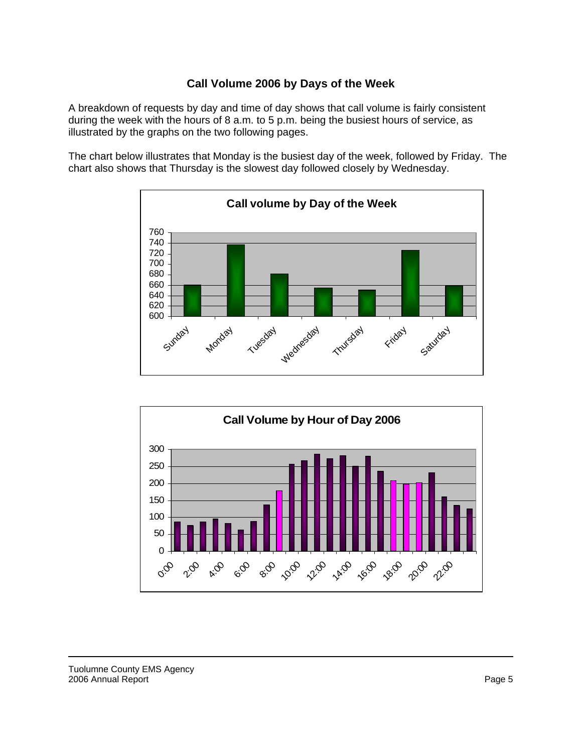## Call Volume 2006 by Days of the Week

A breakdown of requests by day and time of day shows that call volume is fairly consistent during the week with the hours of 8 a.m. to 5 p.m. being the busiest hours of service, as illustrated by the graphs on the two following pages.

The chart below illustrates that Monday is the busiest day of the week, followed by Friday. The chart also shows that Thursday is the slowest day followed closely by Wednesday.

**Call volume by Day of the Week**

**Call Volume by Hour of Day 2006**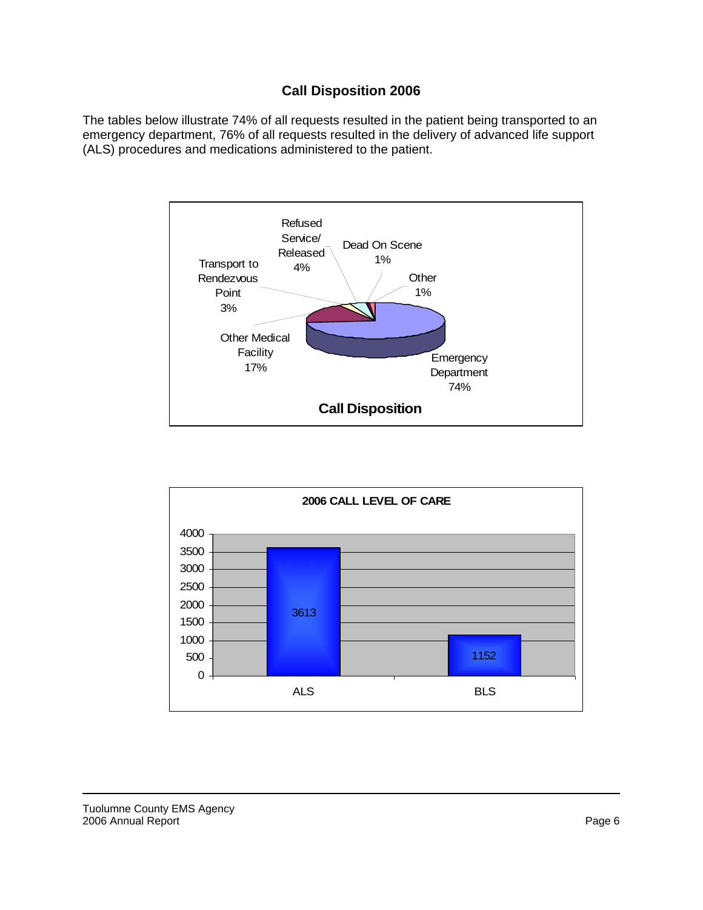## Call Disposition 2006

The tables below illustrate 74% of all requests resulted in the patient being transported to an emergency department, 76% of all requests resulted in the delivery of advanced life support (ALS) procedures and medications administered to the patient.

**Call Disposition**

| Disposition | Percent |
|---|---|
| Emergency Department | 74% |
| Other Medical Facility | 17% |
| Transport to Rendezvous Point | 3% |
| Refused Service/ Released | 4% |
| Dead On Scene | 1% |
| Other | 1% |

**2006 CALL LEVEL OF CARE**

| Level of Care | Calls |
|---|---|
| ALS | 3613 |
| BLS | 1152 |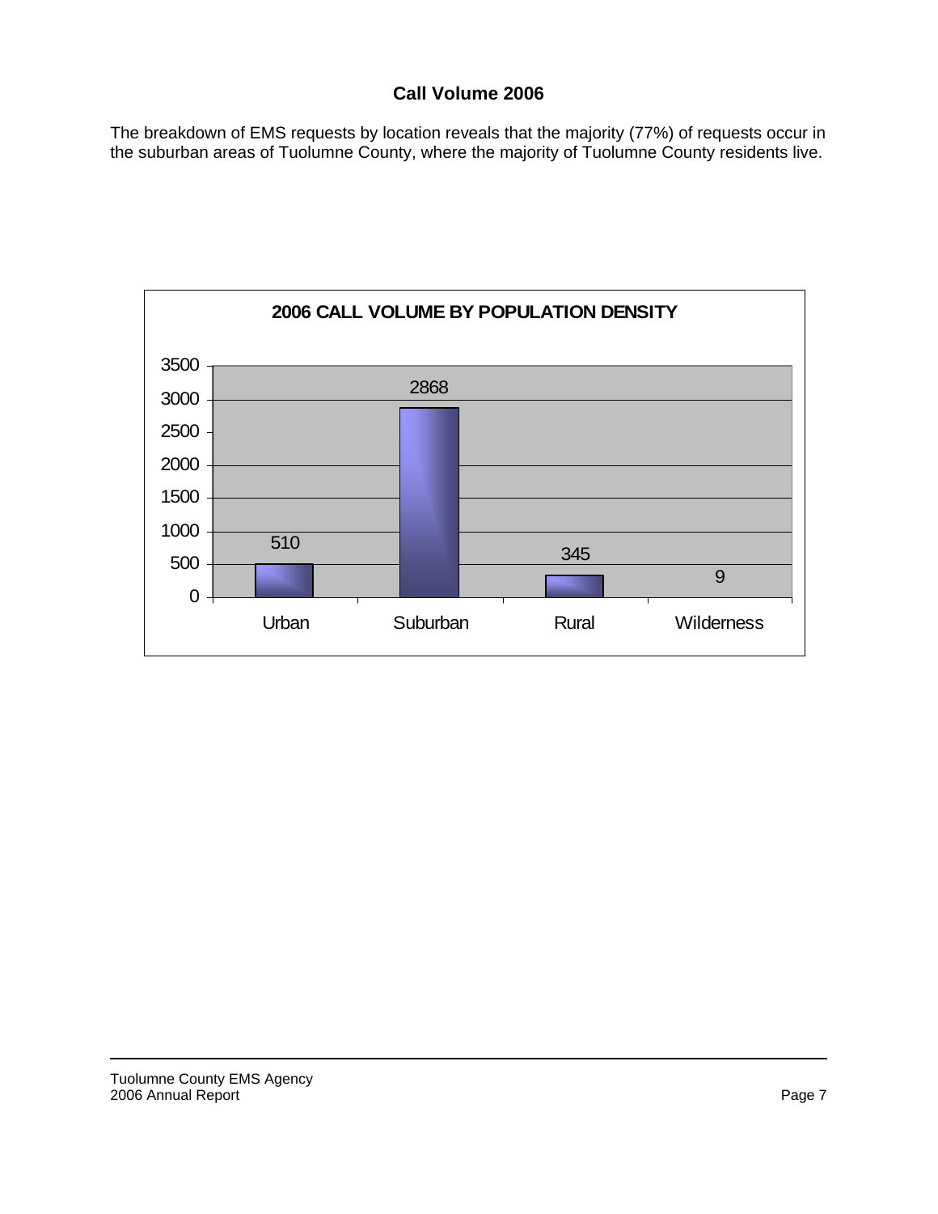# Call Volume 2006

The breakdown of EMS requests by location reveals that the majority (77%) of requests occur in the suburban areas of Tuolumne County, where the majority of Tuolumne County residents live.

**2006 CALL VOLUME BY POPULATION DENSITY**

| Population Density | Call Volume |
|---|---|
| Urban | 510 |
| Suburban | 2868 |
| Rural | 345 |
| Wilderness | 9 |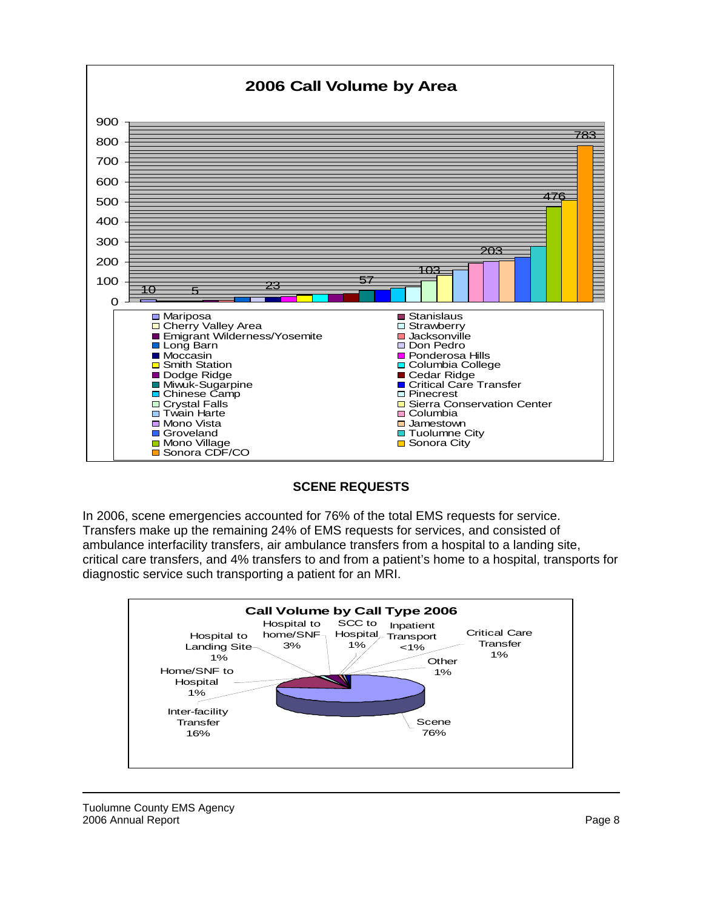**2006 Call Volume by Area**

| Area | Calls |
|---|---|
| Mariposa | 10 |
| Cherry Valley Area | 5 |
| Emigrant Wilderness/Yosemite | |
| Stanislaus | |
| Strawberry | |
| Jacksonville | |
| Long Barn | |
| Don Pedro | |
| Moccasin | 23 |
| Ponderosa Hills | |
| Smith Station | |
| Columbia College | |
| Dodge Ridge | |
| Cedar Ridge | |
| Miwuk-Sugarpine | 57 |
| Critical Care Transfer | |
| Chinese Camp | |
| Pinecrest | |
| Crystal Falls | 103 |
| Sierra Conservation Center | |
| Twain Harte | |
| Columbia | |
| Mono Vista | 203 |
| Jamestown | |
| Groveland | |
| Tuolumne City | |
| Mono Village | 476 |
| Sonora City | |
| Sonora CDF/CO | 783 |

## SCENE REQUESTS

In 2006, scene emergencies accounted for 76% of the total EMS requests for service. Transfers make up the remaining 24% of EMS requests for services, and consisted of ambulance interfacility transfers, air ambulance transfers from a hospital to a landing site, critical care transfers, and 4% transfers to and from a patient's home to a hospital, transports for diagnostic service such transporting a patient for an MRI.

**Call Volume by Call Type 2006**

| Call Type | Percent |
|---|---|
| Scene | 76% |
| Inter-facility Transfer | 16% |
| Home/SNF to Hospital | 1% |
| Hospital to Landing Site | 1% |
| Hospital to home/SNF | 3% |
| SCC to Hospital | 1% |
| Inpatient Transport | <1% |
| Critical Care Transfer | 1% |
| Other | 1% |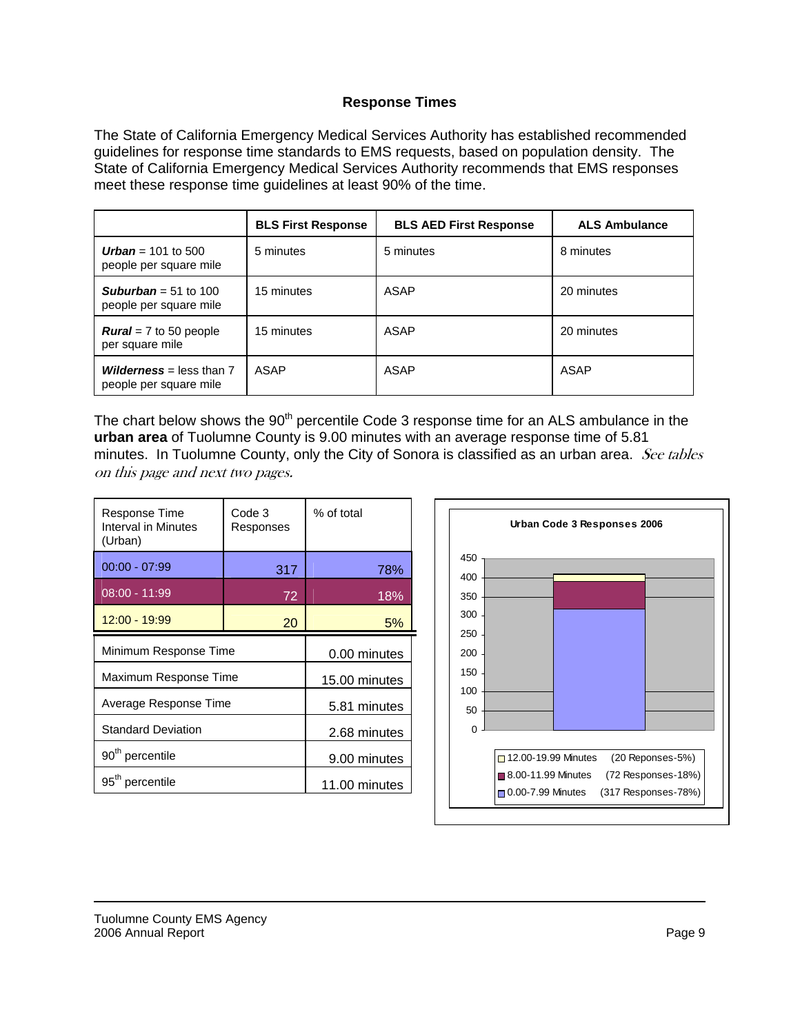## Response Times

The State of California Emergency Medical Services Authority has established recommended guidelines for response time standards to EMS requests, based on population density. The State of California Emergency Medical Services Authority recommends that EMS responses meet these response time guidelines at least 90% of the time.

| | BLS First Response | BLS AED First Response | ALS Ambulance |
|---|---|---|---|
| ***Urban*** = 101 to 500 people per square mile | 5 minutes | 5 minutes | 8 minutes |
| ***Suburban*** = 51 to 100 people per square mile | 15 minutes | ASAP | 20 minutes |
| ***Rural*** = 7 to 50 people per square mile | 15 minutes | ASAP | 20 minutes |
| ***Wilderness*** = less than 7 people per square mile | ASAP | ASAP | ASAP |

The chart below shows the 90th percentile Code 3 response time for an ALS ambulance in the **urban area** of Tuolumne County is 9.00 minutes with an average response time of 5.81 minutes. In Tuolumne County, only the City of Sonora is classified as an urban area. *See tables on this page and next two pages.*

| Response Time Interval in Minutes (Urban) | Code 3 Responses | % of total |
|---|---|---|
| 00:00 - 07:99 | 317 | 78% |
| 08:00 - 11:99 | 72 | 18% |
| 12:00 - 19:99 | 20 | 5% |

| | |
|---|---|
| Minimum Response Time | 0.00 minutes |
| Maximum Response Time | 15.00 minutes |
| Average Response Time | 5.81 minutes |
| Standard Deviation | 2.68 minutes |
| 90th percentile | 9.00 minutes |
| 95th percentile | 11.00 minutes |

**Urban Code 3 Responses 2006**

| Legend | |
|---|---|
| 12.00-19.99 Minutes | (20 Reponses-5%) |
| 8.00-11.99 Minutes | (72 Responses-18%) |
| 0.00-7.99 Minutes | (317 Responses-78%) |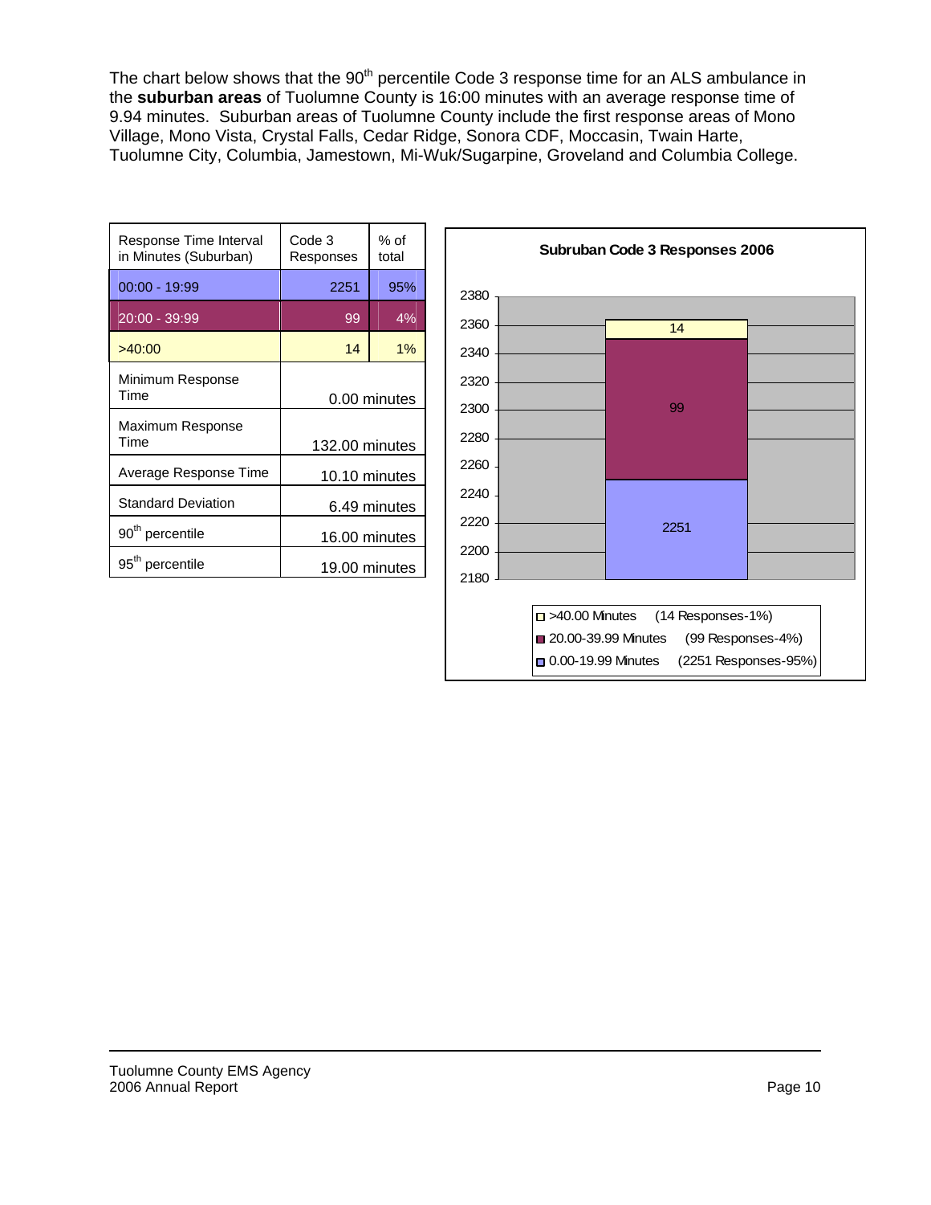The chart below shows that the 90th percentile Code 3 response time for an ALS ambulance in the **suburban areas** of Tuolumne County is 16:00 minutes with an average response time of 9.94 minutes. Suburban areas of Tuolumne County include the first response areas of Mono Village, Mono Vista, Crystal Falls, Cedar Ridge, Sonora CDF, Moccasin, Twain Harte, Tuolumne City, Columbia, Jamestown, Mi-Wuk/Sugarpine, Groveland and Columbia College.

| Response Time Interval in Minutes (Suburban) | Code 3 Responses | % of total |
|---|---|---|
| 00:00 - 19:99 | 2251 | 95% |
| 20:00 - 39:99 | 99 | 4% |
| >40:00 | 14 | 1% |
| Minimum Response Time | 0.00 minutes | |
| Maximum Response Time | 132.00 minutes | |
| Average Response Time | 10.10 minutes | |
| Standard Deviation | 6.49 minutes | |
| 90th percentile | 16.00 minutes | |
| 95th percentile | 19.00 minutes | |

**Subruban Code 3 Responses 2006**

| Response Time | Responses | % |
|---|---|---|
| >40.00 Minutes | 14 | 1% |
| 20.00-39.99 Minutes | 99 | 4% |
| 0.00-19.99 Minutes | 2251 | 95% |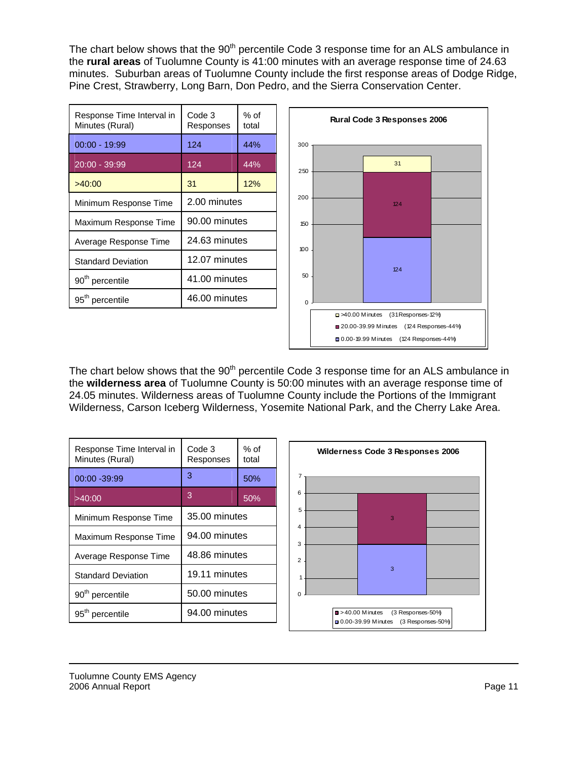The chart below shows that the 90th percentile Code 3 response time for an ALS ambulance in the **rural areas** of Tuolumne County is 41:00 minutes with an average response time of 24.63 minutes. Suburban areas of Tuolumne County include the first response areas of Dodge Ridge, Pine Crest, Strawberry, Long Barn, Don Pedro, and the Sierra Conservation Center.

| Response Time Interval in Minutes (Rural) | Code 3 Responses | % of total |
|---|---|---|
| 00:00 - 19:99 | 124 | 44% |
| 20:00 - 39:99 | 124 | 44% |
| >40:00 | 31 | 12% |
| Minimum Response Time | 2.00 minutes | |
| Maximum Response Time | 90.00 minutes | |
| Average Response Time | 24.63 minutes | |
| Standard Deviation | 12.07 minutes | |
| 90th percentile | 41.00 minutes | |
| 95th percentile | 46.00 minutes | |

**Rural Code 3 Responses 2006**

- >40.00 Minutes (31 Responses-12%)
- 20.00-39.99 Minutes (124 Responses-44%)
- 0.00-19.99 Minutes (124 Responses-44%)

The chart below shows that the 90th percentile Code 3 response time for an ALS ambulance in the **wilderness area** of Tuolumne County is 50:00 minutes with an average response time of 24.05 minutes. Wilderness areas of Tuolumne County include the Portions of the Immigrant Wilderness, Carson Iceberg Wilderness, Yosemite National Park, and the Cherry Lake Area.

| Response Time Interval in Minutes (Rural) | Code 3 Responses | % of total |
|---|---|---|
| 00:00 -39:99 | 3 | 50% |
| >40:00 | 3 | 50% |
| Minimum Response Time | 35.00 minutes | |
| Maximum Response Time | 94.00 minutes | |
| Average Response Time | 48.86 minutes | |
| Standard Deviation | 19.11 minutes | |
| 90th percentile | 50.00 minutes | |
| 95th percentile | 94.00 minutes | |

**Wilderness Code 3 Responses 2006**

- >40.00 Minutes (3 Responses-50%)
- 0.00-39.99 Minutes (3 Responses-50%)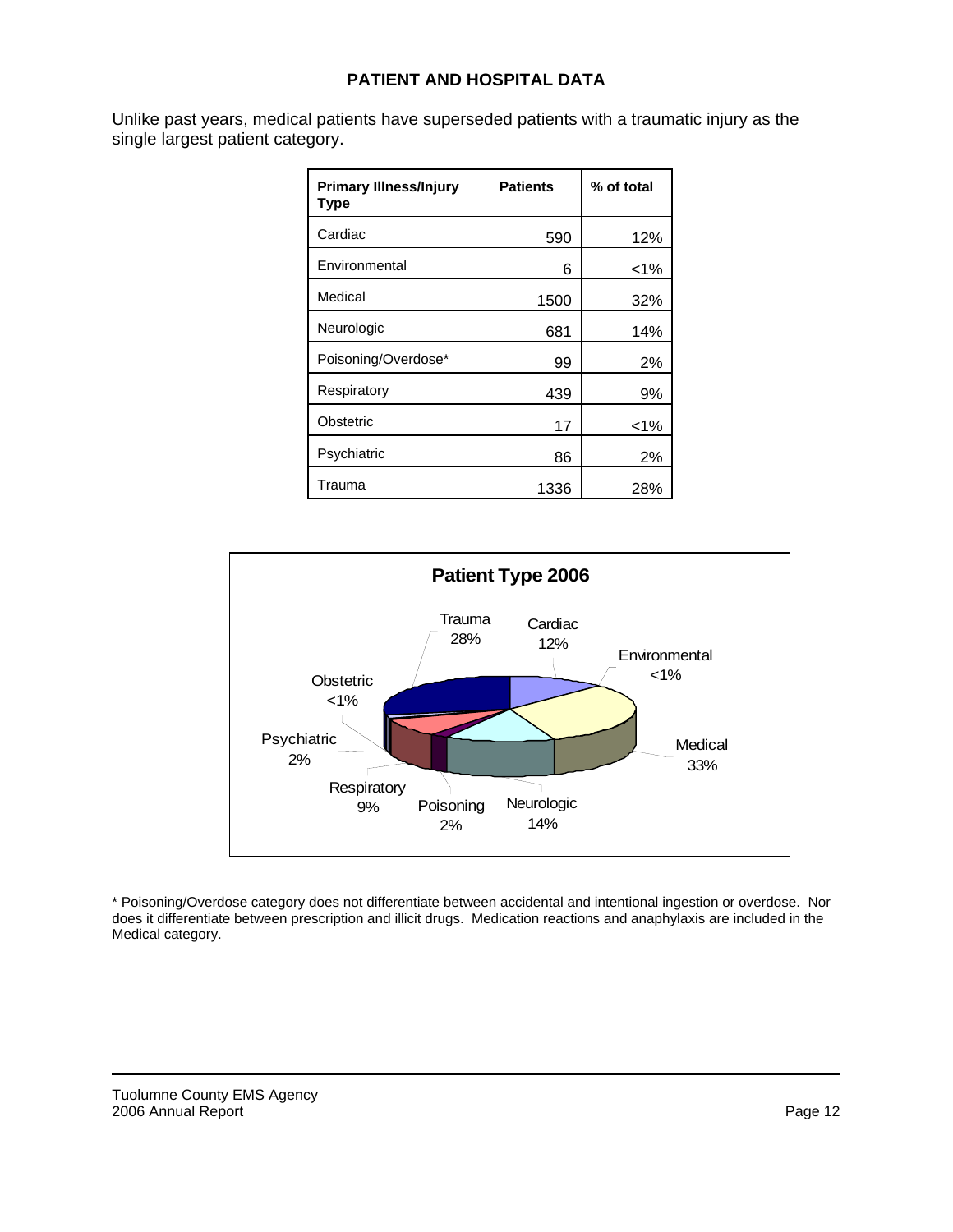## PATIENT AND HOSPITAL DATA

Unlike past years, medical patients have superseded patients with a traumatic injury as the single largest patient category.

| Primary Illness/Injury Type | Patients | % of total |
|---|---|---|
| Cardiac | 590 | 12% |
| Environmental | 6 | <1% |
| Medical | 1500 | 32% |
| Neurologic | 681 | 14% |
| Poisoning/Overdose* | 99 | 2% |
| Respiratory | 439 | 9% |
| Obstetric | 17 | <1% |
| Psychiatric | 86 | 2% |
| Trauma | 1336 | 28% |

**Patient Type 2006**

| Patient Type | % |
|---|---|
| Trauma | 28% |
| Cardiac | 12% |
| Environmental | <1% |
| Medical | 33% |
| Neurologic | 14% |
| Poisoning | 2% |
| Respiratory | 9% |
| Psychiatric | 2% |
| Obstetric | <1% |

\* Poisoning/Overdose category does not differentiate between accidental and intentional ingestion or overdose. Nor does it differentiate between prescription and illicit drugs. Medication reactions and anaphylaxis are included in the Medical category.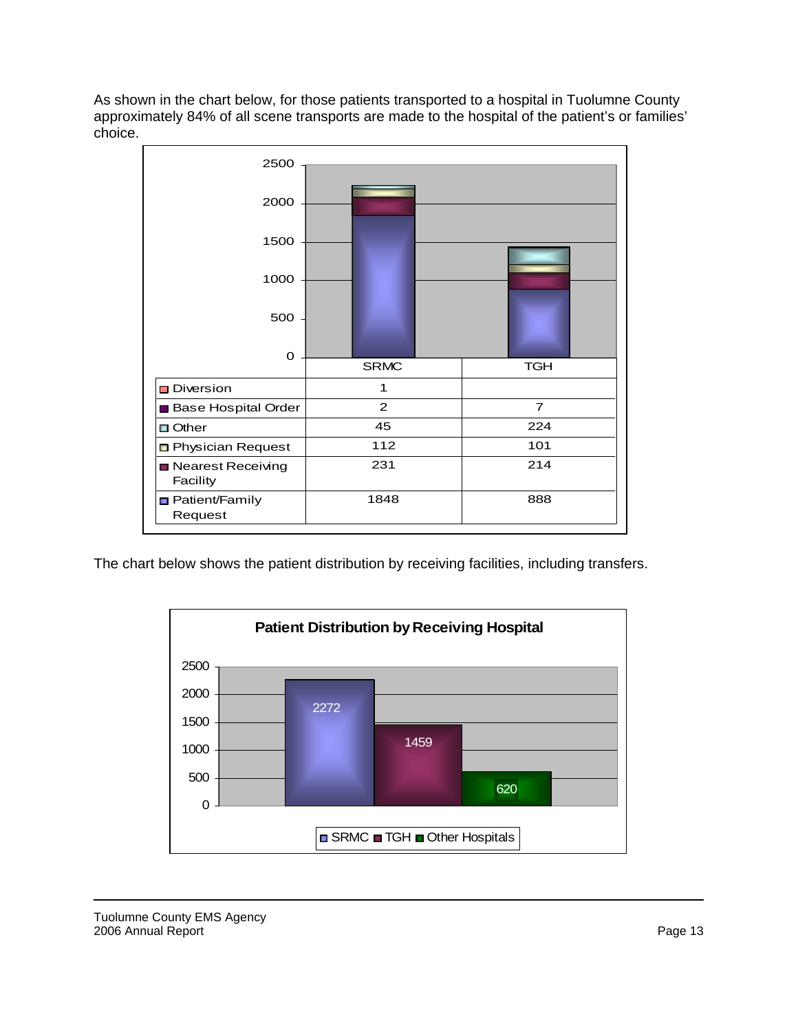As shown in the chart below, for those patients transported to a hospital in Tuolumne County approximately 84% of all scene transports are made to the hospital of the patient's or families' choice.

| | SRMC | TGH |
|---|---|---|
| Diversion | 1 | |
| Base Hospital Order | 2 | 7 |
| Other | 45 | 224 |
| Physician Request | 112 | 101 |
| Nearest Receiving Facility | 231 | 214 |
| Patient/Family Request | 1848 | 888 |

The chart below shows the patient distribution by receiving facilities, including transfers.

**Patient Distribution by Receiving Hospital**

| SRMC | TGH | Other Hospitals |
|---|---|---|
| 2272 | 1459 | 620 |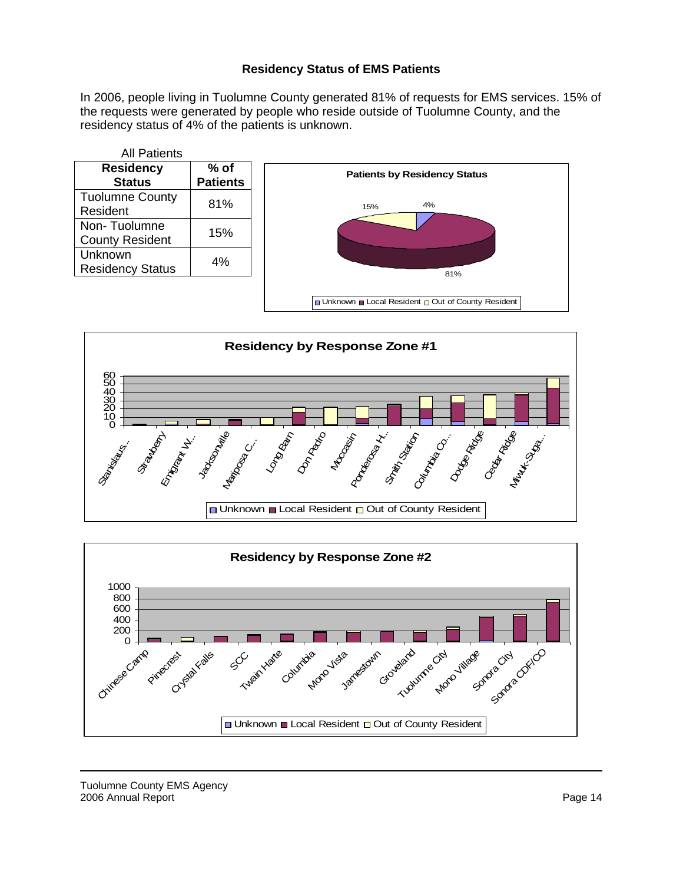**Residency Status of EMS Patients**

In 2006, people living in Tuolumne County generated 81% of requests for EMS services. 15% of the requests were generated by people who reside outside of Tuolumne County, and the residency status of 4% of the patients is unknown.

All Patients

| Residency Status | % of Patients |
|---|---|
| Tuolumne County Resident | 81% |
| Non- Tuolumne County Resident | 15% |
| Unknown Residency Status | 4% |

**Patients by Residency Status**

15% 4% 81%

Unknown Local Resident Out of County Resident

**Residency by Response Zone #1**

60 50 40 30 20 10 0

Stanislaus... Strawberry Emigrant W... Jacksonville Mariposa C... Long Barn Don Pedro Moccasin Ponderosa H... Smith Station Columbia Co... Dodge Ridge Cedar Ridge Miwuk-Suga...

Unknown Local Resident Out of County Resident

**Residency by Response Zone #2**

1000 800 600 400 200 0

Chinese Camp Pinecrest Crystal Falls SCC Twain Harte Columbia Mono Vista Jamestown Groveland Tuolumne City Mono Village Sonora City Sonora CDF/CO

Unknown Local Resident Out of County Resident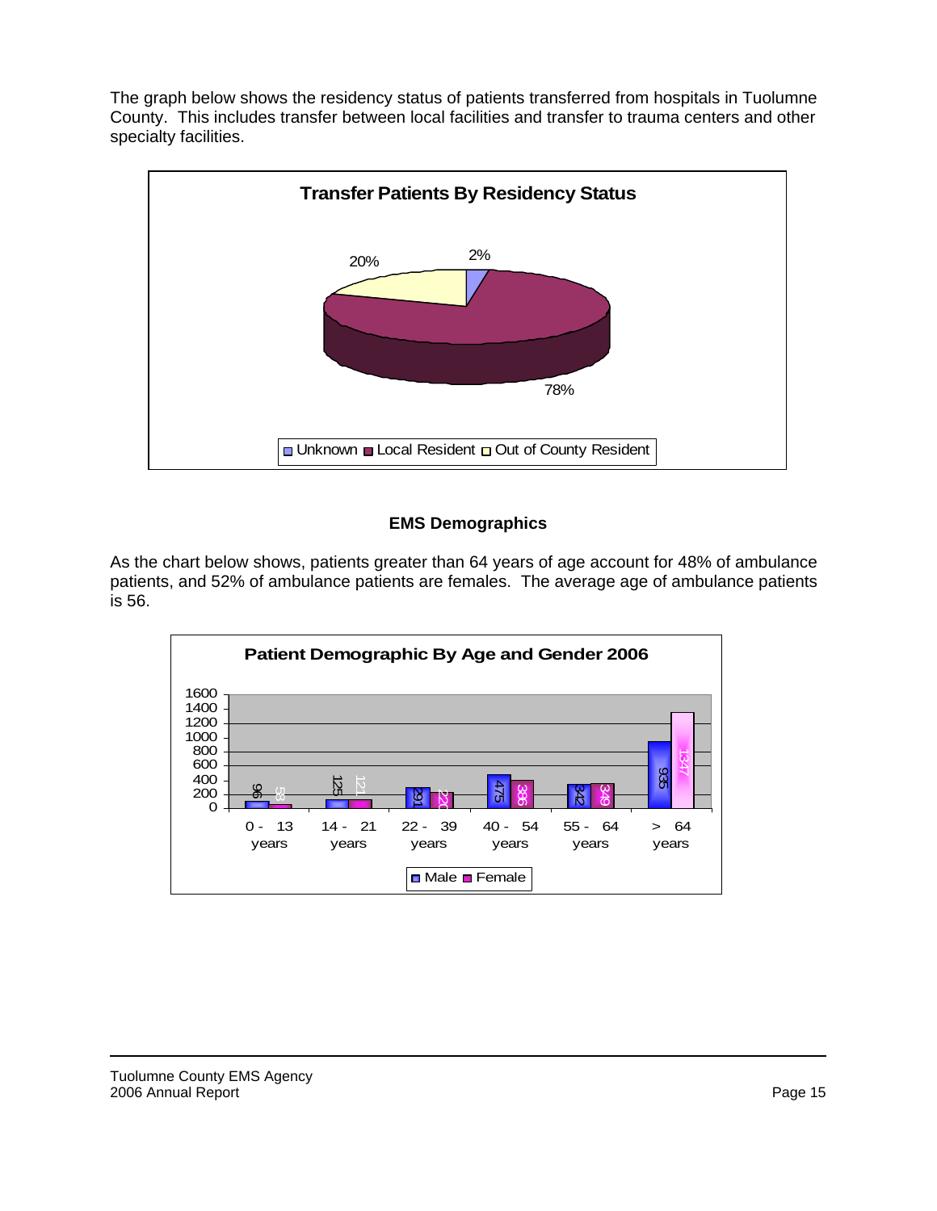The graph below shows the residency status of patients transferred from hospitals in Tuolumne County. This includes transfer between local facilities and transfer to trauma centers and other specialty facilities.

**Transfer Patients By Residency Status**

| Residency Status | Percent |
|---|---|
| Unknown | 2% |
| Local Resident | 78% |
| Out of County Resident | 20% |

### EMS Demographics

As the chart below shows, patients greater than 64 years of age account for 48% of ambulance patients, and 52% of ambulance patients are females. The average age of ambulance patients is 56.

**Patient Demographic By Age and Gender 2006**

| Age | Male | Female |
|---|---|---|
| 0 - 13 years | 96 | 58 |
| 14 - 21 years | 125 | 121 |
| 22 - 39 years | 291 | 220 |
| 40 - 54 years | 475 | 386 |
| 55 - 64 years | 342 | 349 |
| > 64 years | 935 | 1347 |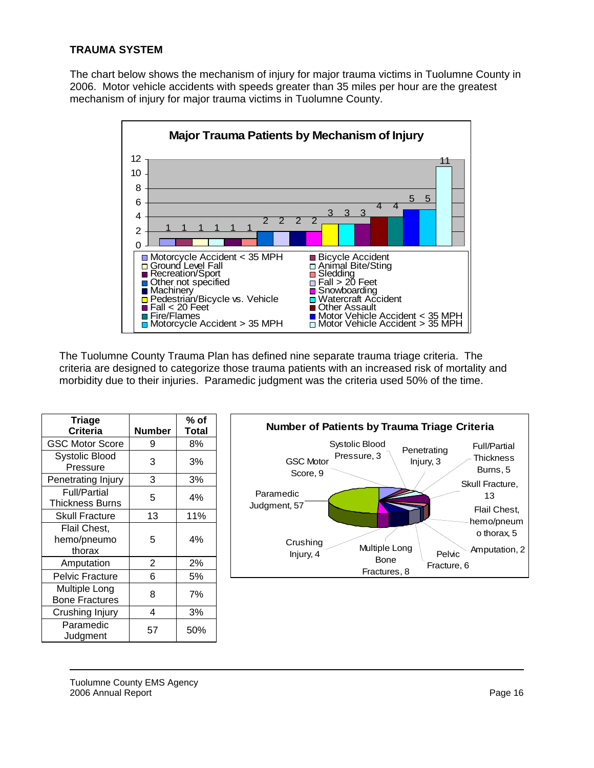**TRAUMA SYSTEM**

The chart below shows the mechanism of injury for major trauma victims in Tuolumne County in 2006. Motor vehicle accidents with speeds greater than 35 miles per hour are the greatest mechanism of injury for major trauma victims in Tuolumne County.

**Major Trauma Patients by Mechanism of Injury**

| Mechanism of Injury | Number |
|---|---|
| Motorcycle Accident < 35 MPH | 1 |
| Bicycle Accident | 1 |
| Ground Level Fall | 1 |
| Animal Bite/Sting | 1 |
| Recreation/Sport | 1 |
| Sledding | 1 |
| Other not specified | 2 |
| Fall > 20 Feet | 2 |
| Machinery | 2 |
| Snowboarding | 2 |
| Pedestrian/Bicycle vs. Vehicle | 3 |
| Watercraft Accident | 3 |
| Fall < 20 Feet | 3 |
| Other Assault | 4 |
| Fire/Flames | 4 |
| Motor Vehicle Accident < 35 MPH | 5 |
| Motorcycle Accident > 35 MPH | 5 |
| Motor Vehicle Accident > 35 MPH | 11 |

The Tuolumne County Trauma Plan has defined nine separate trauma triage criteria. The criteria are designed to categorize those trauma patients with an increased risk of mortality and morbidity due to their injuries. Paramedic judgment was the criteria used 50% of the time.

| Triage Criteria | Number | % of Total |
|---|---|---|
| GSC Motor Score | 9 | 8% |
| Systolic Blood Pressure | 3 | 3% |
| Penetrating Injury | 3 | 3% |
| Full/Partial Thickness Burns | 5 | 4% |
| Skull Fracture | 13 | 11% |
| Flail Chest, hemo/pneumo thorax | 5 | 4% |
| Amputation | 2 | 2% |
| Pelvic Fracture | 6 | 5% |
| Multiple Long Bone Fractures | 8 | 7% |
| Crushing Injury | 4 | 3% |
| Paramedic Judgment | 57 | 50% |

**Number of Patients by Trauma Triage Criteria**

GSC Motor Score, 9; Systolic Blood Pressure, 3; Penetrating Injury, 3; Full/Partial Thickness Burns, 5; Skull Fracture, 13; Flail Chest, hemo/pneumo thorax, 5; Amputation, 2; Pelvic Fracture, 6; Multiple Long Bone Fractures, 8; Crushing Injury, 4; Paramedic Judgment, 57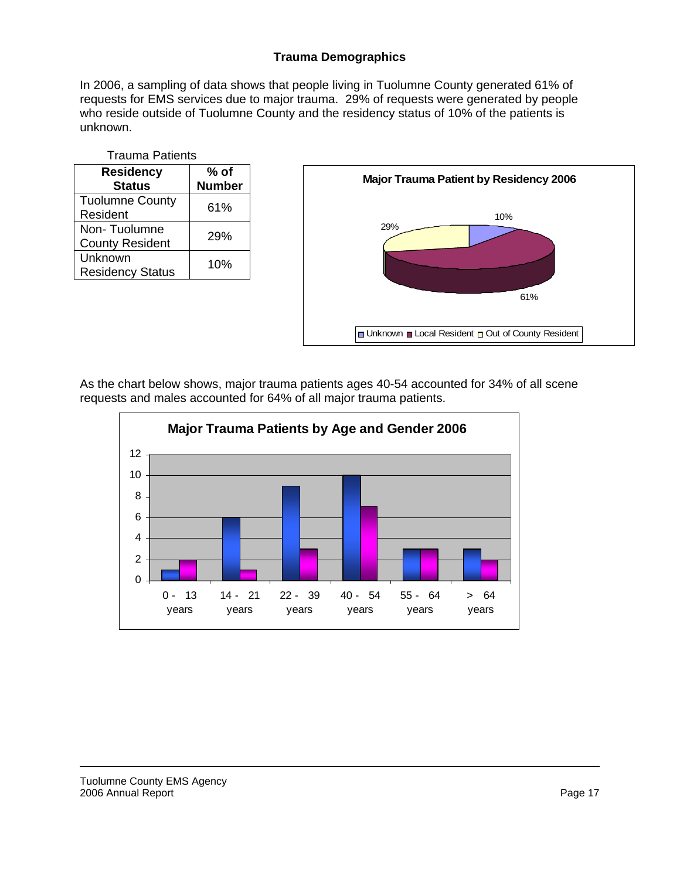## Trauma Demographics

In 2006, a sampling of data shows that people living in Tuolumne County generated 61% of requests for EMS services due to major trauma. 29% of requests were generated by people who reside outside of Tuolumne County and the residency status of 10% of the patients is unknown.

Trauma Patients

| Residency Status | % of Number |
|---|---|
| Tuolumne County Resident | 61% |
| Non- Tuolumne County Resident | 29% |
| Unknown Residency Status | 10% |

**Major Trauma Patient by Residency 2006**

| Residency | % |
|---|---|
| Unknown | 10% |
| Local Resident | 61% |
| Out of County Resident | 29% |

As the chart below shows, major trauma patients ages 40-54 accounted for 34% of all scene requests and males accounted for 64% of all major trauma patients.

**Major Trauma Patients by Age and Gender 2006**

| Age | Blue bars | Magenta bars |
|---|---|---|
| 0 - 13 years | 1 | 2 |
| 14 - 21 years | 6 | 1 |
| 22 - 39 years | 9 | 3 |
| 40 - 54 years | 10 | 7 |
| 55 - 64 years | 3 | 3 |
| > 64 years | 3 | 2 |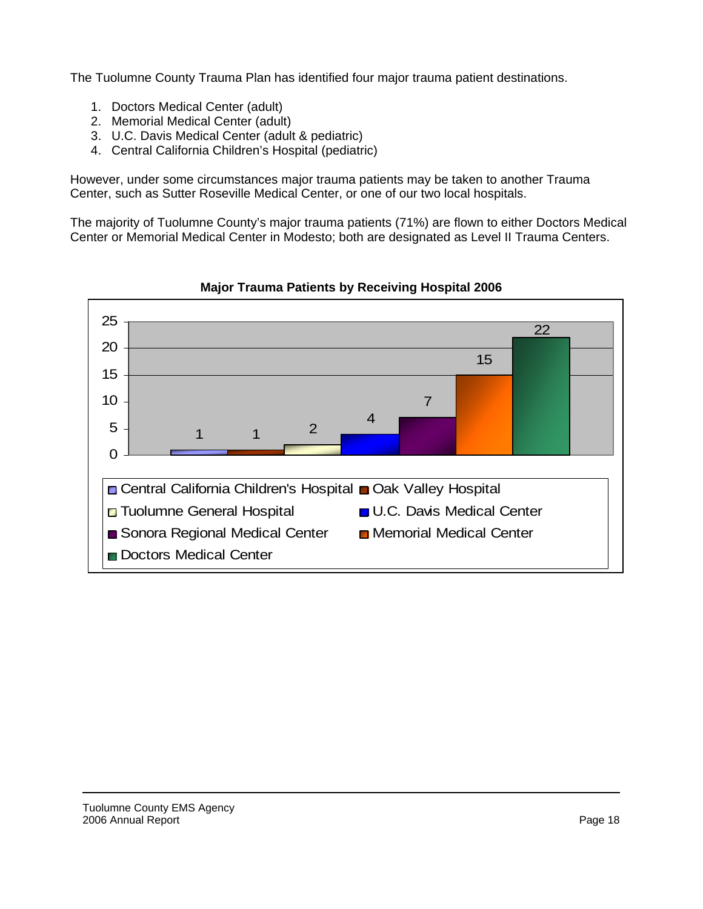The Tuolumne County Trauma Plan has identified four major trauma patient destinations.

1. Doctors Medical Center (adult)
2. Memorial Medical Center (adult)
3. U.C. Davis Medical Center (adult & pediatric)
4. Central California Children's Hospital (pediatric)

However, under some circumstances major trauma patients may be taken to another Trauma Center, such as Sutter Roseville Medical Center, or one of our two local hospitals.

The majority of Tuolumne County's major trauma patients (71%) are flown to either Doctors Medical Center or Memorial Medical Center in Modesto; both are designated as Level II Trauma Centers.

**Major Trauma Patients by Receiving Hospital 2006**

| Receiving Hospital | Patients |
|---|---|
| Central California Children's Hospital | 1 |
| Oak Valley Hospital | 1 |
| Tuolumne General Hospital | 2 |
| U.C. Davis Medical Center | 4 |
| Sonora Regional Medical Center | 7 |
| Memorial Medical Center | 15 |
| Doctors Medical Center | 22 |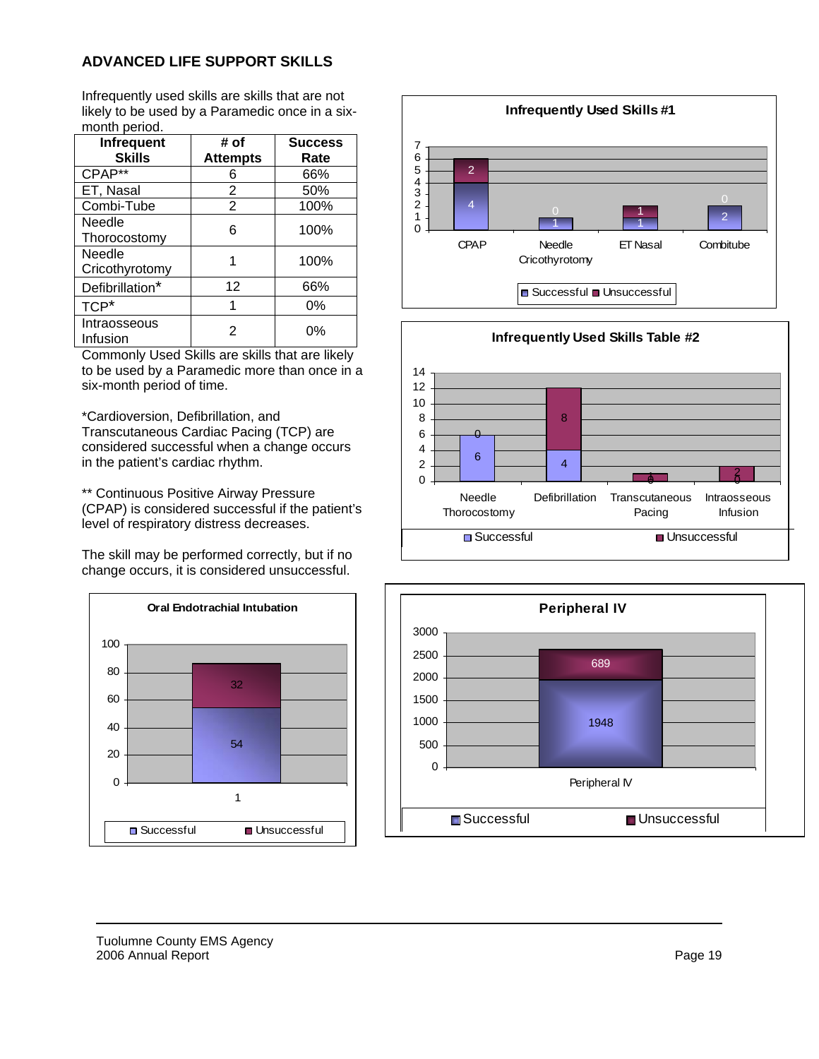## ADVANCED LIFE SUPPORT SKILLS

Infrequently used skills are skills that are not likely to be used by a Paramedic once in a six-month period.

| Infrequent Skills | # of Attempts | Success Rate |
|---|---|---|
| CPAP** | 6 | 66% |
| ET, Nasal | 2 | 50% |
| Combi-Tube | 2 | 100% |
| Needle Thorocostomy | 6 | 100% |
| Needle Cricothyrotomy | 1 | 100% |
| Defibrillation* | 12 | 66% |
| TCP* | 1 | 0% |
| Intraosseous Infusion | 2 | 0% |

Commonly Used Skills are skills that are likely to be used by a Paramedic more than once in a six-month period of time.

*Cardioversion, Defibrillation, and Transcutaneous Cardiac Pacing (TCP) are considered successful when a change occurs in the patient's cardiac rhythm.

** Continuous Positive Airway Pressure (CPAP) is considered successful if the patient's level of respiratory distress decreases.

The skill may be performed correctly, but if no change occurs, it is considered unsuccessful.

**Infrequently Used Skills #1**

| | CPAP | Needle Cricothyrotomy | ET Nasal | Combitube |
|---|---|---|---|---|
| Successful | 4 | 1 | 1 | 2 |
| Unsuccessful | 2 | 0 | 1 | 0 |

**Infrequently Used Skills Table #2**

| | Needle Thorocostomy | Defibrillation | Transcutaneous Pacing | Intraosseous Infusion |
|---|---|---|---|---|
| Successful | 6 | 4 | 0 | 0 |
| Unsuccessful | 0 | 8 | 1 | 2 |

**Oral Endotrachial Intubation**

| | 1 |
|---|---|
| Successful | 54 |
| Unsuccessful | 32 |

**Peripheral IV**

| | Peripheral IV |
|---|---|
| Successful | 1948 |
| Unsuccessful | 689 |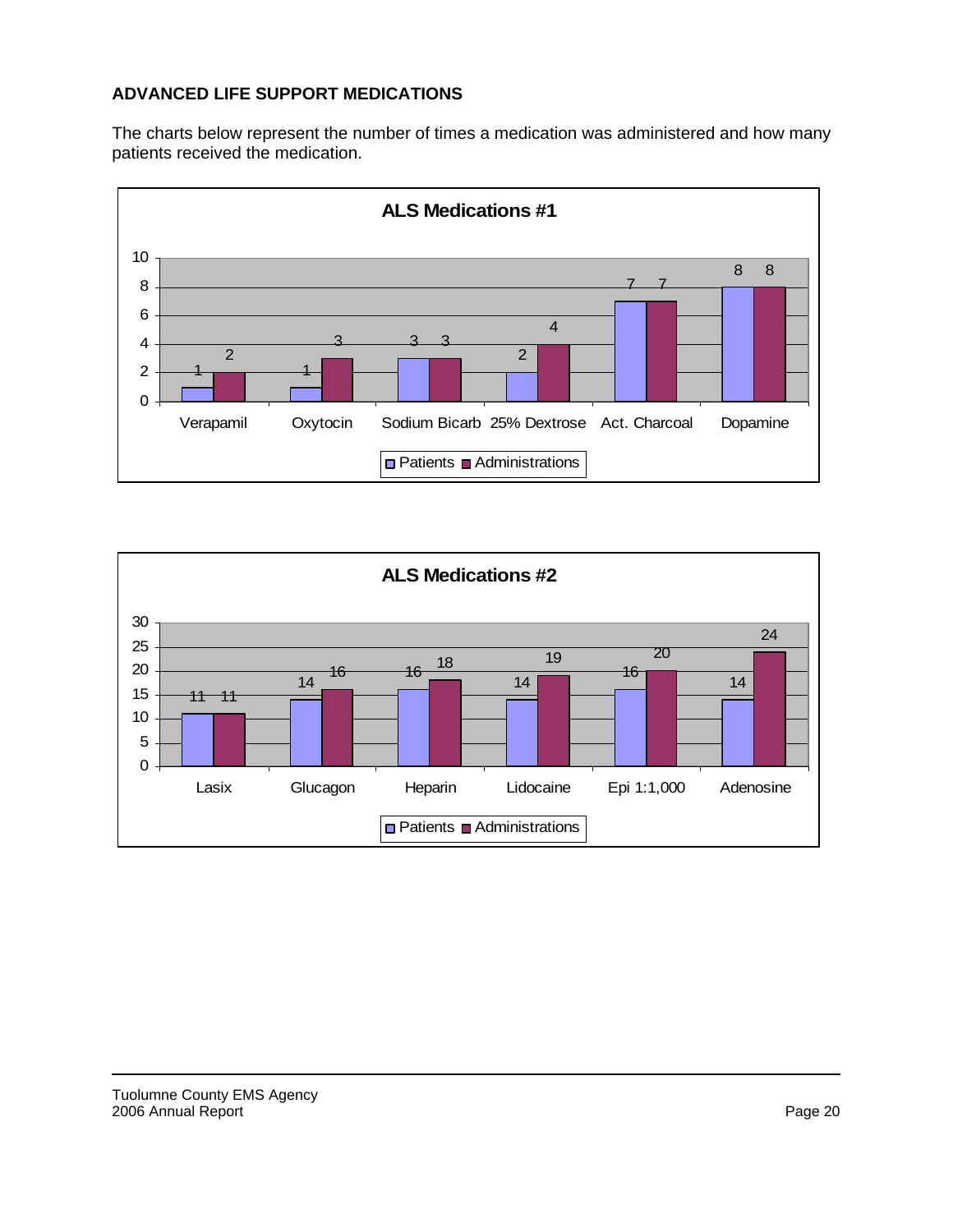**ADVANCED LIFE SUPPORT MEDICATIONS**

The charts below represent the number of times a medication was administered and how many patients received the medication.

**ALS Medications #1**

| Medication | Patients | Administrations |
|---|---|---|
| Verapamil | 1 | 2 |
| Oxytocin | 1 | 3 |
| Sodium Bicarb | 3 | 3 |
| 25% Dextrose | 2 | 4 |
| Act. Charcoal | 7 | 7 |
| Dopamine | 8 | 8 |

**ALS Medications #2**

| Medication | Patients | Administrations |
|---|---|---|
| Lasix | 11 | 11 |
| Glucagon | 14 | 16 |
| Heparin | 16 | 18 |
| Lidocaine | 14 | 19 |
| Epi 1:1,000 | 16 | 20 |
| Adenosine | 14 | 24 |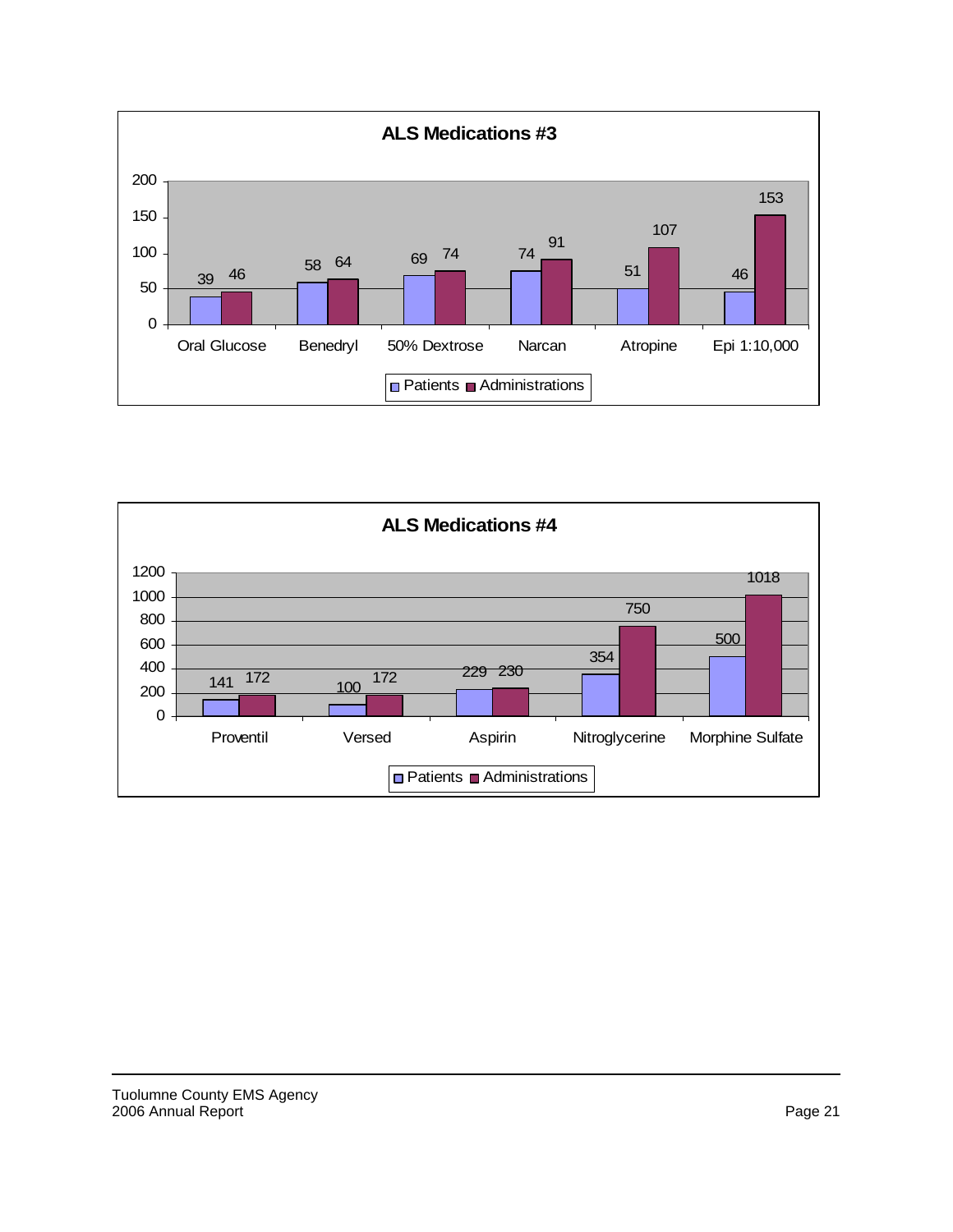## ALS Medications #3

| | Oral Glucose | Benedryl | 50% Dextrose | Narcan | Atropine | Epi 1:10,000 |
|---|---|---|---|---|---|---|
| Patients | 39 | 58 | 69 | 74 | 51 | 46 |
| Administrations | 46 | 64 | 74 | 91 | 107 | 153 |

## ALS Medications #4

| | Proventil | Versed | Aspirin | Nitroglycerine | Morphine Sulfate |
|---|---|---|---|---|---|
| Patients | 141 | 100 | 229 | 354 | 500 |
| Administrations | 172 | 172 | 230 | 750 | 1018 |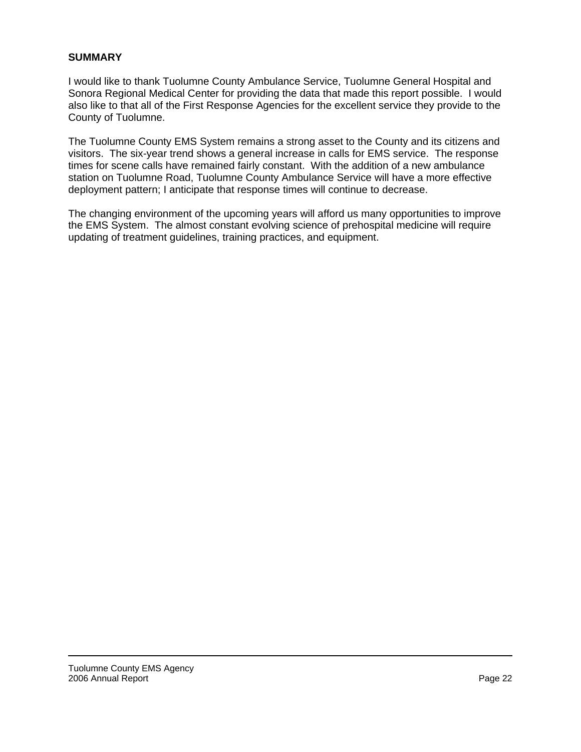## SUMMARY

I would like to thank Tuolumne County Ambulance Service, Tuolumne General Hospital and Sonora Regional Medical Center for providing the data that made this report possible. I would also like to that all of the First Response Agencies for the excellent service they provide to the County of Tuolumne.

The Tuolumne County EMS System remains a strong asset to the County and its citizens and visitors. The six-year trend shows a general increase in calls for EMS service. The response times for scene calls have remained fairly constant. With the addition of a new ambulance station on Tuolumne Road, Tuolumne County Ambulance Service will have a more effective deployment pattern; I anticipate that response times will continue to decrease.

The changing environment of the upcoming years will afford us many opportunities to improve the EMS System. The almost constant evolving science of prehospital medicine will require updating of treatment guidelines, training practices, and equipment.